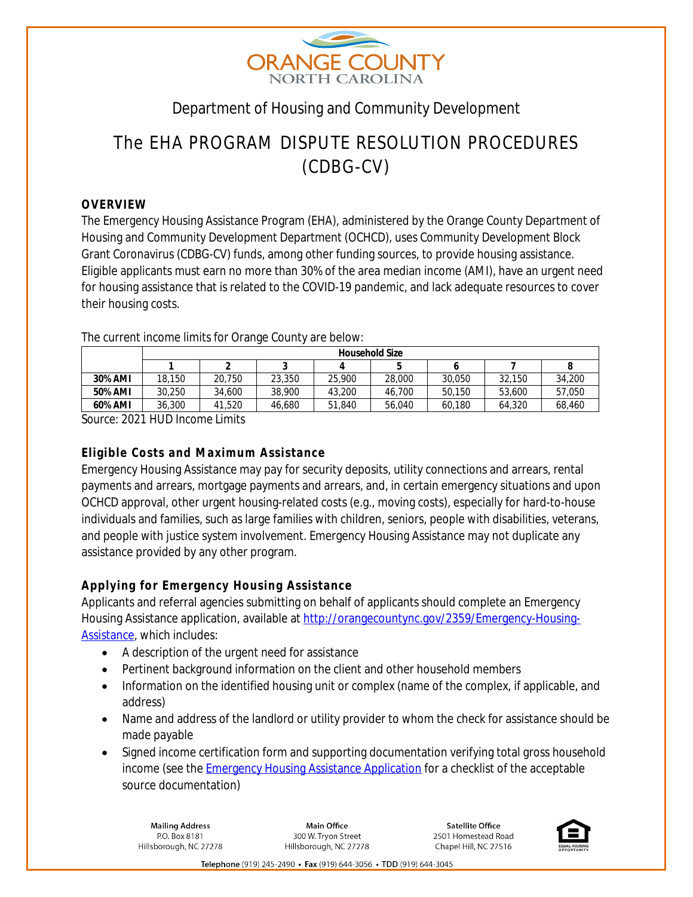# ORANGE COUNTY
NORTH CAROLINA

Department of Housing and Community Development

# The EHA PROGRAM DISPUTE RESOLUTION PROCEDURES (CDBG-CV)

## OVERVIEW

The Emergency Housing Assistance Program (EHA), administered by the Orange County Department of Housing and Community Development Department (OCHCD), uses Community Development Block Grant Coronavirus (CDBG-CV) funds, among other funding sources, to provide housing assistance. Eligible applicants must earn no more than 30% of the area median income (AMI), have an urgent need for housing assistance that is related to the COVID-19 pandemic, and lack adequate resources to cover their housing costs.

The current income limits for Orange County are below:

| | Household Size | | | | | | | |
|---|---|---|---|---|---|---|---|---|
| | 1 | 2 | 3 | 4 | 5 | 6 | 7 | 8 |
| **30% AMI** | 18,150 | 20,750 | 23,350 | 25,900 | 28,000 | 30,050 | 32,150 | 34,200 |
| **50% AMI** | 30,250 | 34,600 | 38,900 | 43,200 | 46,700 | 50,150 | 53,600 | 57,050 |
| **60% AMI** | 36,300 | 41,520 | 46,680 | 51,840 | 56,040 | 60,180 | 64,320 | 68,460 |

Source: 2021 HUD Income Limits

### Eligible Costs and Maximum Assistance

Emergency Housing Assistance may pay for security deposits, utility connections and arrears, rental payments and arrears, mortgage payments and arrears, and, in certain emergency situations and upon OCHCD approval, other urgent housing-related costs (e.g., moving costs), especially for hard-to-house individuals and families, such as large families with children, seniors, people with disabilities, veterans, and people with justice system involvement. Emergency Housing Assistance may not duplicate any assistance provided by any other program.

### Applying for Emergency Housing Assistance

Applicants and referral agencies submitting on behalf of applicants should complete an Emergency Housing Assistance application, available at http://orangecountync.gov/2359/Emergency-Housing-Assistance, which includes:

- A description of the urgent need for assistance
- Pertinent background information on the client and other household members
- Information on the identified housing unit or complex (name of the complex, if applicable, and address)
- Name and address of the landlord or utility provider to whom the check for assistance should be made payable
- Signed income certification form and supporting documentation verifying total gross household income (see the Emergency Housing Assistance Application for a checklist of the acceptable source documentation)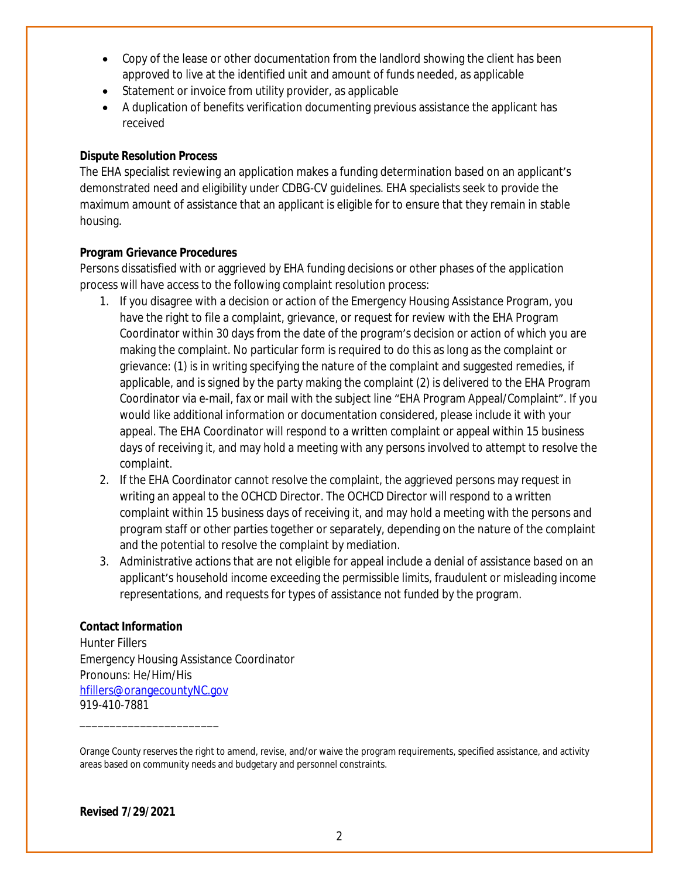- Copy of the lease or other documentation from the landlord showing the client has been approved to live at the identified unit and amount of funds needed, as applicable
- Statement or invoice from utility provider, as applicable
- A duplication of benefits verification documenting previous assistance the applicant has received

**Dispute Resolution Process**

The EHA specialist reviewing an application makes a funding determination based on an applicant's demonstrated need and eligibility under CDBG-CV guidelines. EHA specialists seek to provide the maximum amount of assistance that an applicant is eligible for to ensure that they remain in stable housing.

**Program Grievance Procedures**

Persons dissatisfied with or aggrieved by EHA funding decisions or other phases of the application process will have access to the following complaint resolution process:

1. If you disagree with a decision or action of the Emergency Housing Assistance Program, you have the right to file a complaint, grievance, or request for review with the EHA Program Coordinator within 30 days from the date of the program's decision or action of which you are making the complaint. No particular form is required to do this as long as the complaint or grievance: (1) is in writing specifying the nature of the complaint and suggested remedies, if applicable, and is signed by the party making the complaint (2) is delivered to the EHA Program Coordinator via e-mail, fax or mail with the subject line "EHA Program Appeal/Complaint". If you would like additional information or documentation considered, please include it with your appeal. The EHA Coordinator will respond to a written complaint or appeal within 15 business days of receiving it, and may hold a meeting with any persons involved to attempt to resolve the complaint.
2. If the EHA Coordinator cannot resolve the complaint, the aggrieved persons may request in writing an appeal to the OCHCD Director. The OCHCD Director will respond to a written complaint within 15 business days of receiving it, and may hold a meeting with the persons and program staff or other parties together or separately, depending on the nature of the complaint and the potential to resolve the complaint by mediation.
3. Administrative actions that are not eligible for appeal include a denial of assistance based on an applicant's household income exceeding the permissible limits, fraudulent or misleading income representations, and requests for types of assistance not funded by the program.

**Contact Information**

Hunter Fillers
Emergency Housing Assistance Coordinator
Pronouns: He/Him/His
hfillers@orangecountyNC.gov
919-410-7881

_______________________

Orange County reserves the right to amend, revise, and/or waive the program requirements, specified assistance, and activity areas based on community needs and budgetary and personnel constraints.

**Revised 7/29/2021**